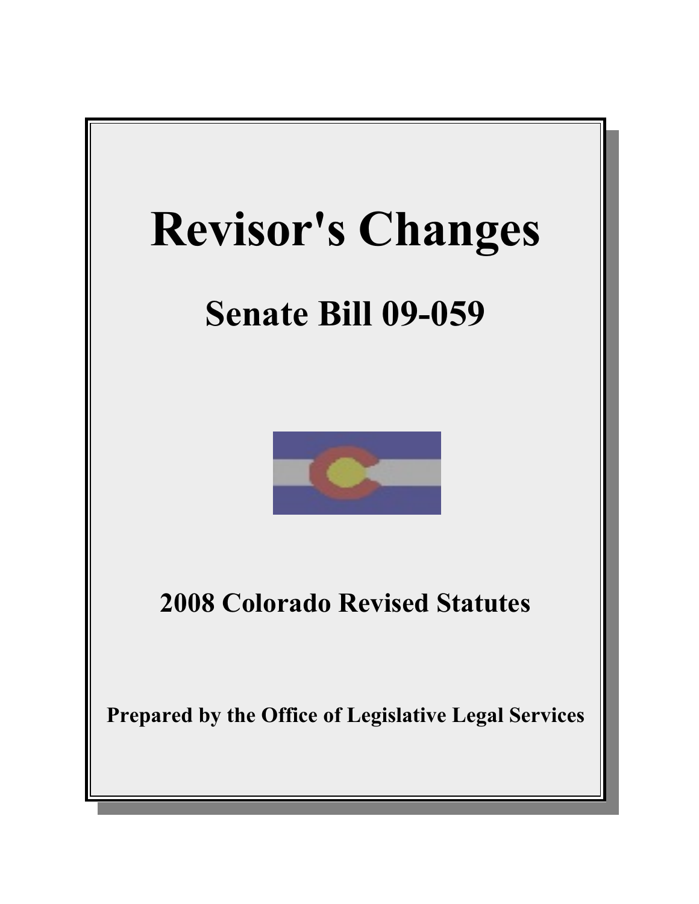# Revisor's Changes

## Senate Bill 09-059

### 2008 Colorado Revised Statutes

**Prepared by the Office of Legislative Legal Services**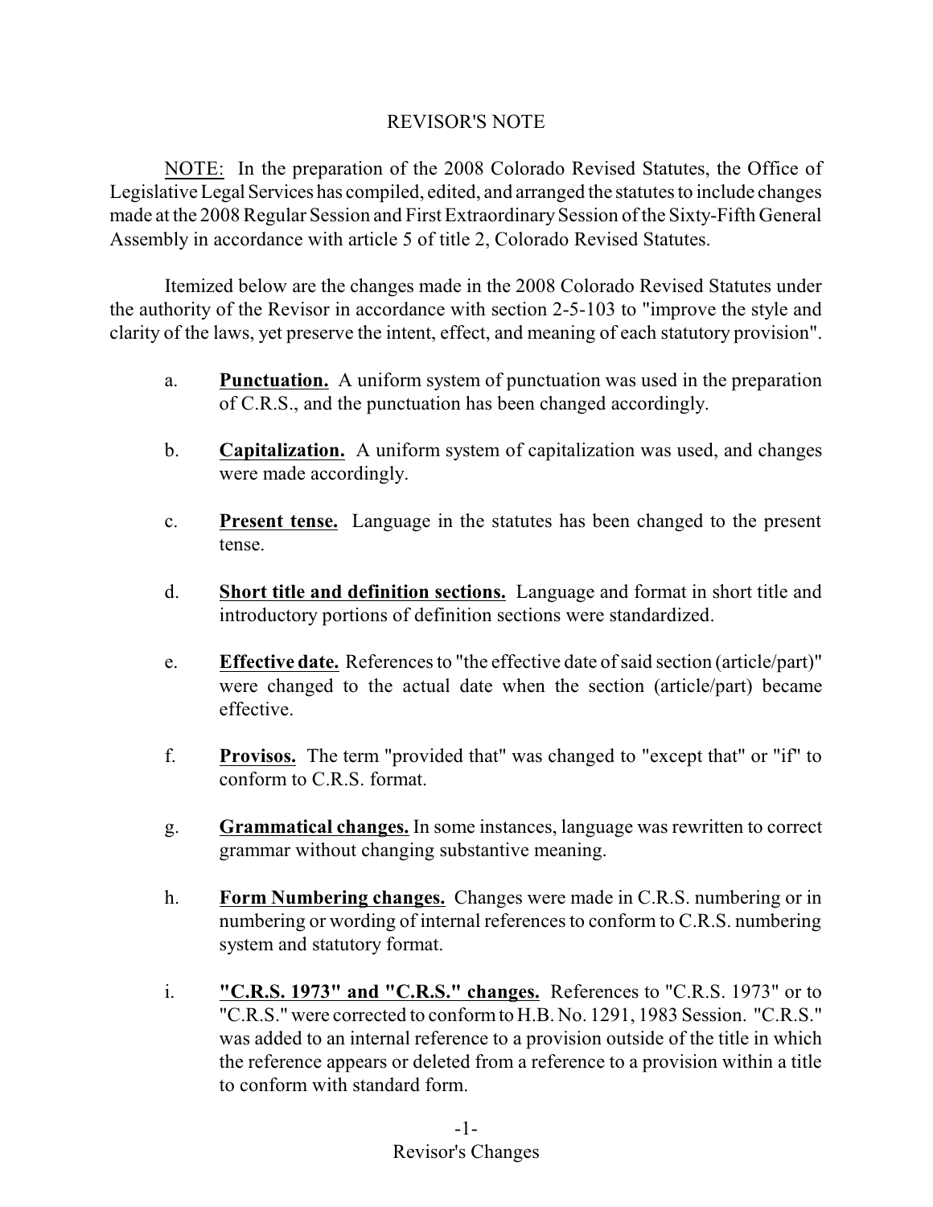# REVISOR'S NOTE

<u>NOTE:</u> In the preparation of the 2008 Colorado Revised Statutes, the Office of Legislative Legal Services has compiled, edited, and arranged the statutes to include changes made at the 2008 Regular Session and First Extraordinary Session of the Sixty-Fifth General Assembly in accordance with article 5 of title 2, Colorado Revised Statutes.

Itemized below are the changes made in the 2008 Colorado Revised Statutes under the authority of the Revisor in accordance with section 2-5-103 to "improve the style and clarity of the laws, yet preserve the intent, effect, and meaning of each statutory provision".

a. **<u>Punctuation.</u>** A uniform system of punctuation was used in the preparation of C.R.S., and the punctuation has been changed accordingly.

b. **<u>Capitalization.</u>** A uniform system of capitalization was used, and changes were made accordingly.

c. **<u>Present tense.</u>** Language in the statutes has been changed to the present tense.

d. **<u>Short title and definition sections.</u>** Language and format in short title and introductory portions of definition sections were standardized.

e. **<u>Effective date.</u>** References to "the effective date of said section (article/part)" were changed to the actual date when the section (article/part) became effective.

f. **<u>Provisos.</u>** The term "provided that" was changed to "except that" or "if" to conform to C.R.S. format.

g. **<u>Grammatical changes.</u>** In some instances, language was rewritten to correct grammar without changing substantive meaning.

h. **<u>Form Numbering changes.</u>** Changes were made in C.R.S. numbering or in numbering or wording of internal references to conform to C.R.S. numbering system and statutory format.

i. **<u>"C.R.S. 1973" and "C.R.S." changes.</u>** References to "C.R.S. 1973" or to "C.R.S." were corrected to conform to H.B. No. 1291, 1983 Session. "C.R.S." was added to an internal reference to a provision outside of the title in which the reference appears or deleted from a reference to a provision within a title to conform with standard form.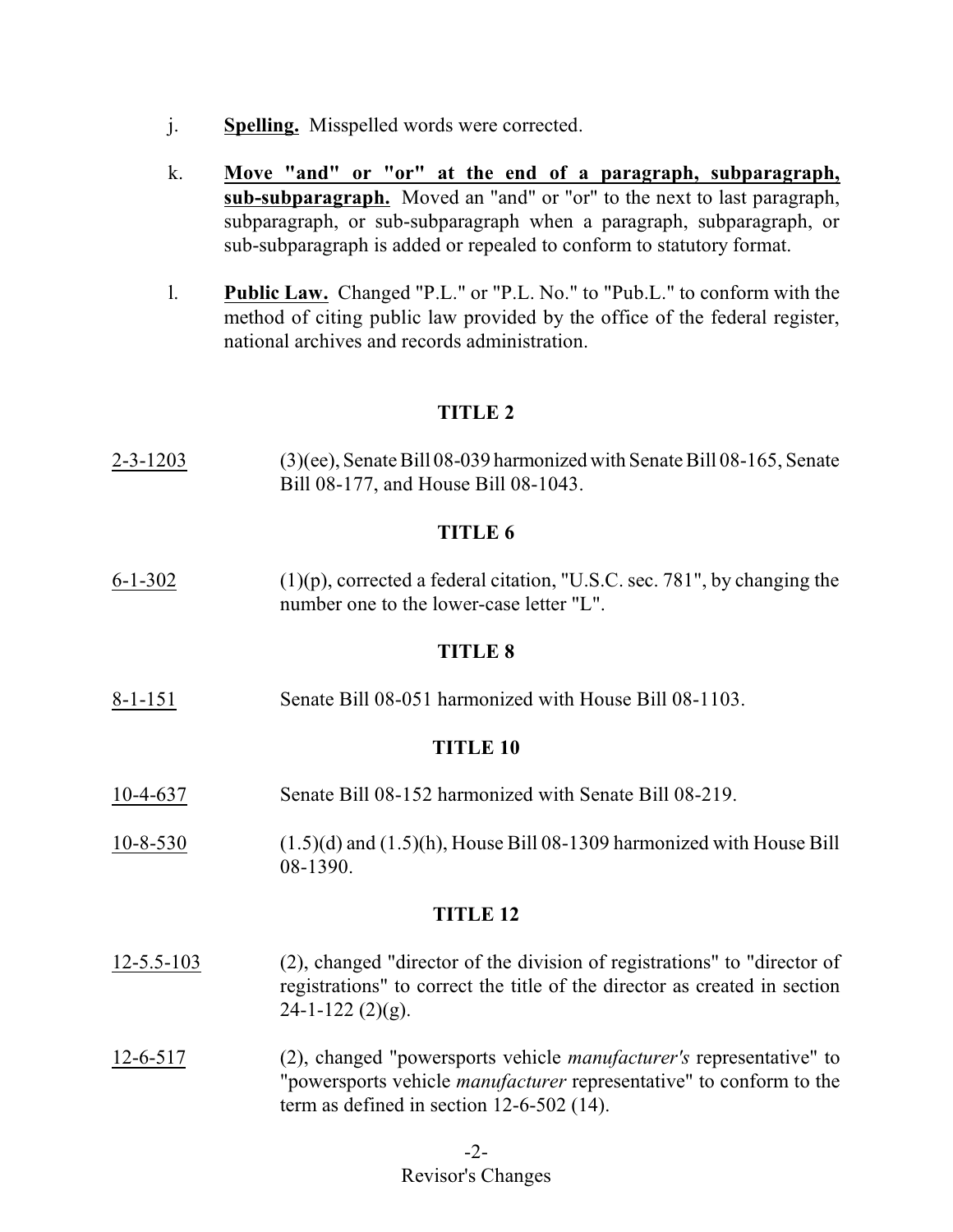j. **Spelling.** Misspelled words were corrected.

k. **Move "and" or "or" at the end of a paragraph, subparagraph, sub-subparagraph.** Moved an "and" or "or" to the next to last paragraph, subparagraph, or sub-subparagraph when a paragraph, subparagraph, or sub-subparagraph is added or repealed to conform to statutory format.

l. **Public Law.** Changed "P.L." or "P.L. No." to "Pub.L." to conform with the method of citing public law provided by the office of the federal register, national archives and records administration.

## TITLE 2

2-3-1203 (3)(ee), Senate Bill 08-039 harmonized with Senate Bill 08-165, Senate Bill 08-177, and House Bill 08-1043.

## TITLE 6

6-1-302 (1)(p), corrected a federal citation, "U.S.C. sec. 781", by changing the number one to the lower-case letter "L".

## TITLE 8

8-1-151 Senate Bill 08-051 harmonized with House Bill 08-1103.

## TITLE 10

10-4-637 Senate Bill 08-152 harmonized with Senate Bill 08-219.

10-8-530 (1.5)(d) and (1.5)(h), House Bill 08-1309 harmonized with House Bill 08-1390.

## TITLE 12

12-5.5-103 (2), changed "director of the division of registrations" to "director of registrations" to correct the title of the director as created in section 24-1-122 (2)(g).

12-6-517 (2), changed "powersports vehicle *manufacturer's* representative" to "powersports vehicle *manufacturer* representative" to conform to the term as defined in section 12-6-502 (14).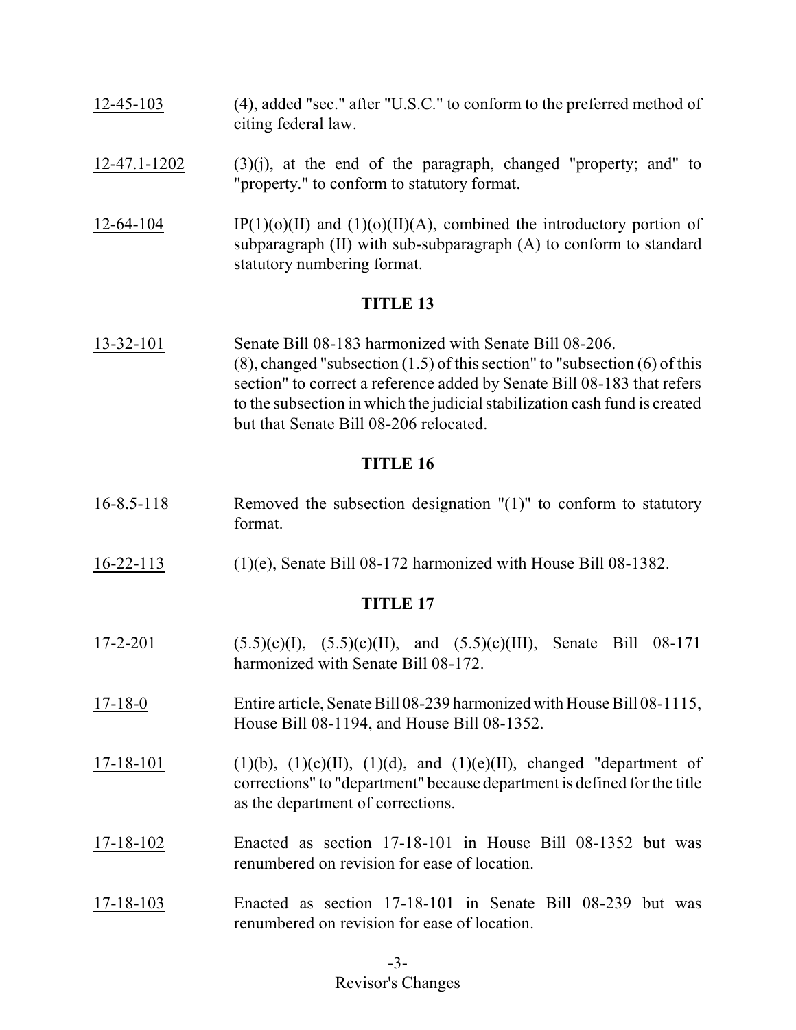12-45-103 (4), added "sec." after "U.S.C." to conform to the preferred method of citing federal law.

12-47.1-1202 (3)(j), at the end of the paragraph, changed "property; and" to "property." to conform to statutory format.

12-64-104 IP(1)(o)(II) and (1)(o)(II)(A), combined the introductory portion of subparagraph (II) with sub-subparagraph (A) to conform to standard statutory numbering format.

**TITLE 13**

13-32-101 Senate Bill 08-183 harmonized with Senate Bill 08-206. (8), changed "subsection (1.5) of this section" to "subsection (6) of this section" to correct a reference added by Senate Bill 08-183 that refers to the subsection in which the judicial stabilization cash fund is created but that Senate Bill 08-206 relocated.

**TITLE 16**

16-8.5-118 Removed the subsection designation "(1)" to conform to statutory format.

16-22-113 (1)(e), Senate Bill 08-172 harmonized with House Bill 08-1382.

**TITLE 17**

17-2-201 (5.5)(c)(I), (5.5)(c)(II), and (5.5)(c)(III), Senate Bill 08-171 harmonized with Senate Bill 08-172.

17-18-0 Entire article, Senate Bill 08-239 harmonized with House Bill 08-1115, House Bill 08-1194, and House Bill 08-1352.

17-18-101 (1)(b), (1)(c)(II), (1)(d), and (1)(e)(II), changed "department of corrections" to "department" because department is defined for the title as the department of corrections.

17-18-102 Enacted as section 17-18-101 in House Bill 08-1352 but was renumbered on revision for ease of location.

17-18-103 Enacted as section 17-18-101 in Senate Bill 08-239 but was renumbered on revision for ease of location.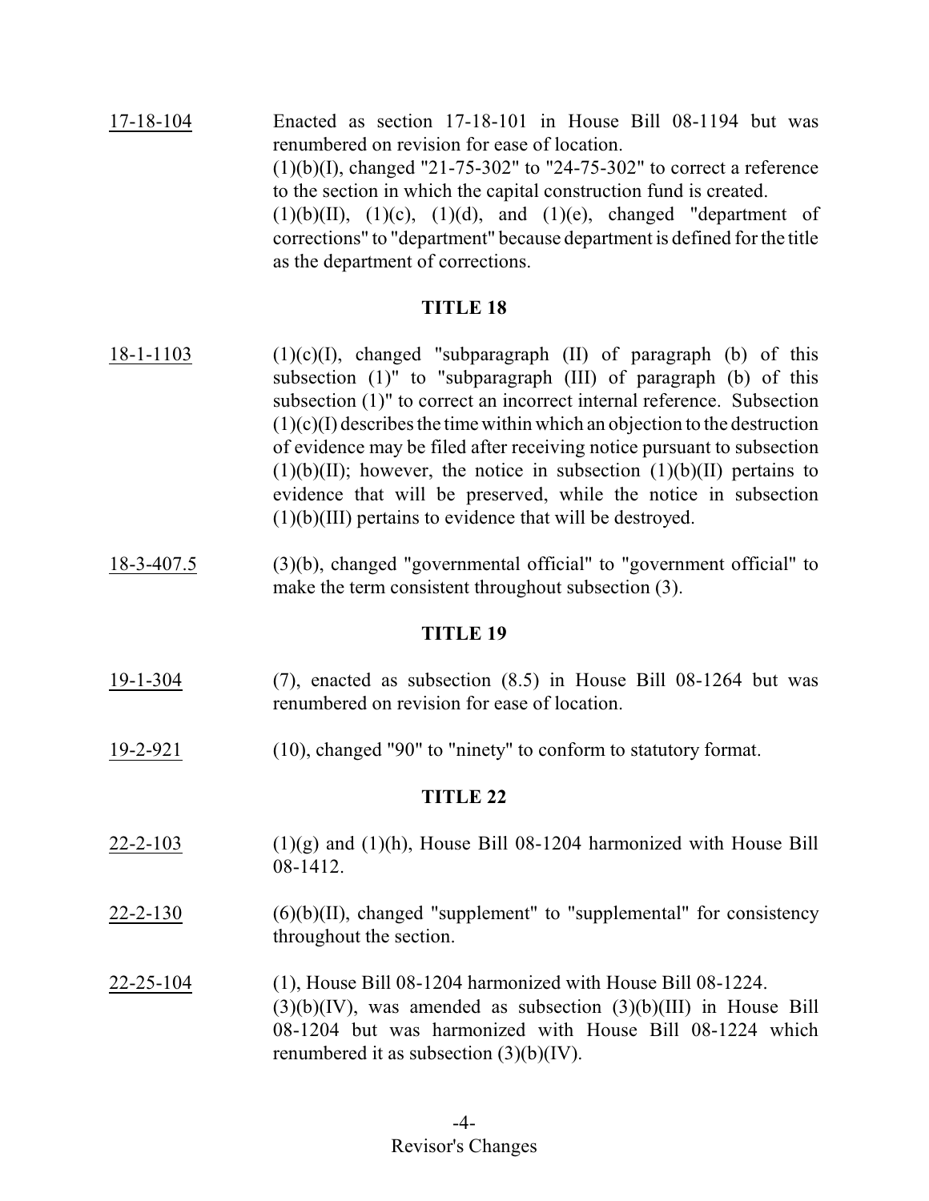17-18-104 Enacted as section 17-18-101 in House Bill 08-1194 but was renumbered on revision for ease of location.
(1)(b)(I), changed "21-75-302" to "24-75-302" to correct a reference to the section in which the capital construction fund is created.
(1)(b)(II), (1)(c), (1)(d), and (1)(e), changed "department of corrections" to "department" because department is defined for the title as the department of corrections.

## TITLE 18

18-1-1103 (1)(c)(I), changed "subparagraph (II) of paragraph (b) of this subsection (1)" to "subparagraph (III) of paragraph (b) of this subsection (1)" to correct an incorrect internal reference. Subsection (1)(c)(I) describes the time within which an objection to the destruction of evidence may be filed after receiving notice pursuant to subsection (1)(b)(II); however, the notice in subsection (1)(b)(II) pertains to evidence that will be preserved, while the notice in subsection (1)(b)(III) pertains to evidence that will be destroyed.

18-3-407.5 (3)(b), changed "governmental official" to "government official" to make the term consistent throughout subsection (3).

## TITLE 19

19-1-304 (7), enacted as subsection (8.5) in House Bill 08-1264 but was renumbered on revision for ease of location.

19-2-921 (10), changed "90" to "ninety" to conform to statutory format.

## TITLE 22

22-2-103 (1)(g) and (1)(h), House Bill 08-1204 harmonized with House Bill 08-1412.

22-2-130 (6)(b)(II), changed "supplement" to "supplemental" for consistency throughout the section.

22-25-104 (1), House Bill 08-1204 harmonized with House Bill 08-1224.
(3)(b)(IV), was amended as subsection (3)(b)(III) in House Bill 08-1204 but was harmonized with House Bill 08-1224 which renumbered it as subsection (3)(b)(IV).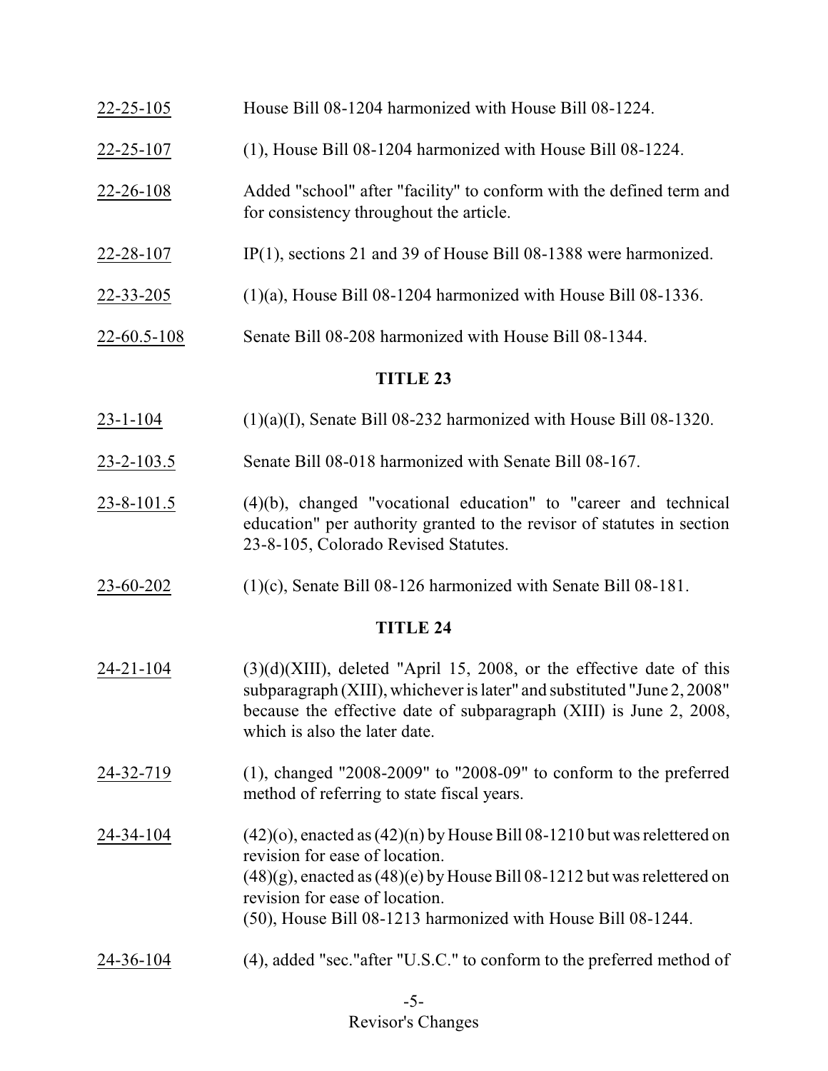| | |
|---|---|
| 22-25-105 | House Bill 08-1204 harmonized with House Bill 08-1224. |
| 22-25-107 | (1), House Bill 08-1204 harmonized with House Bill 08-1224. |
| 22-26-108 | Added "school" after "facility" to conform with the defined term and for consistency throughout the article. |
| 22-28-107 | IP(1), sections 21 and 39 of House Bill 08-1388 were harmonized. |
| 22-33-205 | (1)(a), House Bill 08-1204 harmonized with House Bill 08-1336. |
| 22-60.5-108 | Senate Bill 08-208 harmonized with House Bill 08-1344. |

## TITLE 23

| | |
|---|---|
| 23-1-104 | (1)(a)(I), Senate Bill 08-232 harmonized with House Bill 08-1320. |
| 23-2-103.5 | Senate Bill 08-018 harmonized with Senate Bill 08-167. |
| 23-8-101.5 | (4)(b), changed "vocational education" to "career and technical education" per authority granted to the revisor of statutes in section 23-8-105, Colorado Revised Statutes. |
| 23-60-202 | (1)(c), Senate Bill 08-126 harmonized with Senate Bill 08-181. |

## TITLE 24

| | |
|---|---|
| 24-21-104 | (3)(d)(XIII), deleted "April 15, 2008, or the effective date of this subparagraph (XIII), whichever is later" and substituted "June 2, 2008" because the effective date of subparagraph (XIII) is June 2, 2008, which is also the later date. |
| 24-32-719 | (1), changed "2008-2009" to "2008-09" to conform to the preferred method of referring to state fiscal years. |
| 24-34-104 | (42)(o), enacted as (42)(n) by House Bill 08-1210 but was relettered on revision for ease of location.<br>(48)(g), enacted as (48)(e) by House Bill 08-1212 but was relettered on revision for ease of location.<br>(50), House Bill 08-1213 harmonized with House Bill 08-1244. |
| 24-36-104 | (4), added "sec."after "U.S.C." to conform to the preferred method of |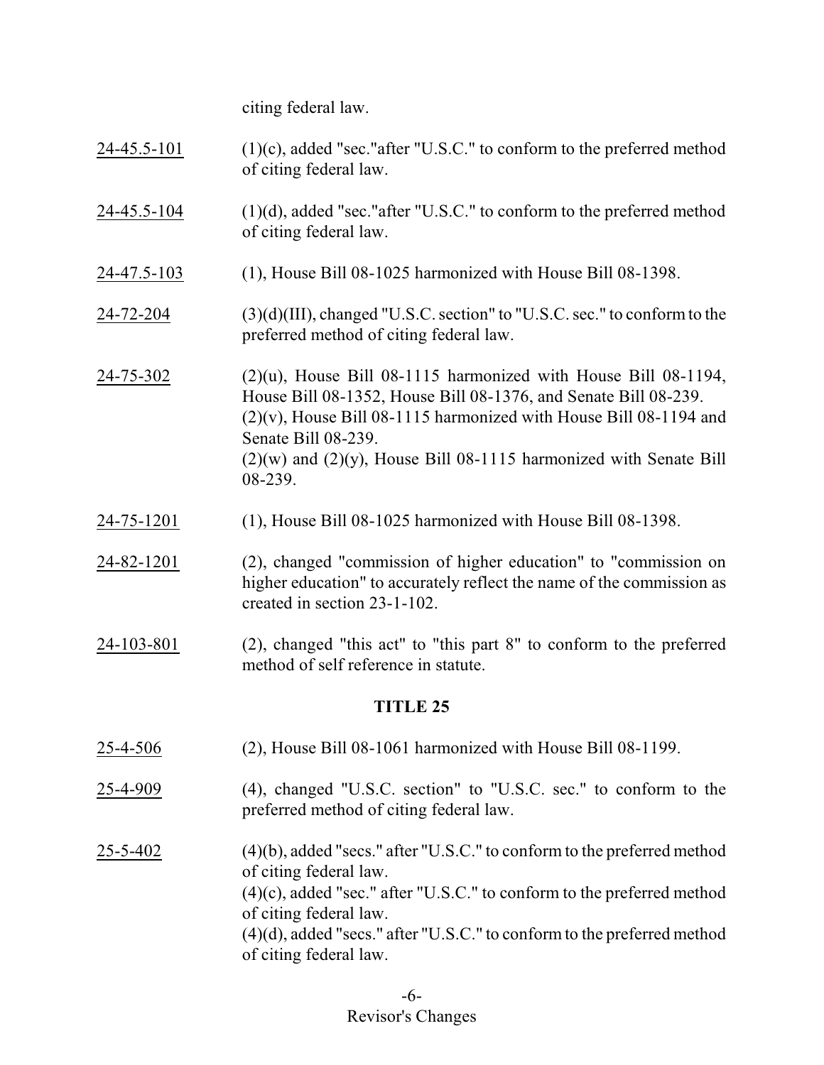citing federal law.

| | |
|---|---|
| 24-45.5-101 | (1)(c), added "sec."after "U.S.C." to conform to the preferred method of citing federal law. |
| 24-45.5-104 | (1)(d), added "sec."after "U.S.C." to conform to the preferred method of citing federal law. |
| 24-47.5-103 | (1), House Bill 08-1025 harmonized with House Bill 08-1398. |
| 24-72-204 | (3)(d)(III), changed "U.S.C. section" to "U.S.C. sec." to conform to the preferred method of citing federal law. |
| 24-75-302 | (2)(u), House Bill 08-1115 harmonized with House Bill 08-1194, House Bill 08-1352, House Bill 08-1376, and Senate Bill 08-239. (2)(v), House Bill 08-1115 harmonized with House Bill 08-1194 and Senate Bill 08-239. (2)(w) and (2)(y), House Bill 08-1115 harmonized with Senate Bill 08-239. |
| 24-75-1201 | (1), House Bill 08-1025 harmonized with House Bill 08-1398. |
| 24-82-1201 | (2), changed "commission of higher education" to "commission on higher education" to accurately reflect the name of the commission as created in section 23-1-102. |
| 24-103-801 | (2), changed "this act" to "this part 8" to conform to the preferred method of self reference in statute. |

**TITLE 25**

| | |
|---|---|
| 25-4-506 | (2), House Bill 08-1061 harmonized with House Bill 08-1199. |
| 25-4-909 | (4), changed "U.S.C. section" to "U.S.C. sec." to conform to the preferred method of citing federal law. |
| 25-5-402 | (4)(b), added "secs." after "U.S.C." to conform to the preferred method of citing federal law. (4)(c), added "sec." after "U.S.C." to conform to the preferred method of citing federal law. (4)(d), added "secs." after "U.S.C." to conform to the preferred method of citing federal law. |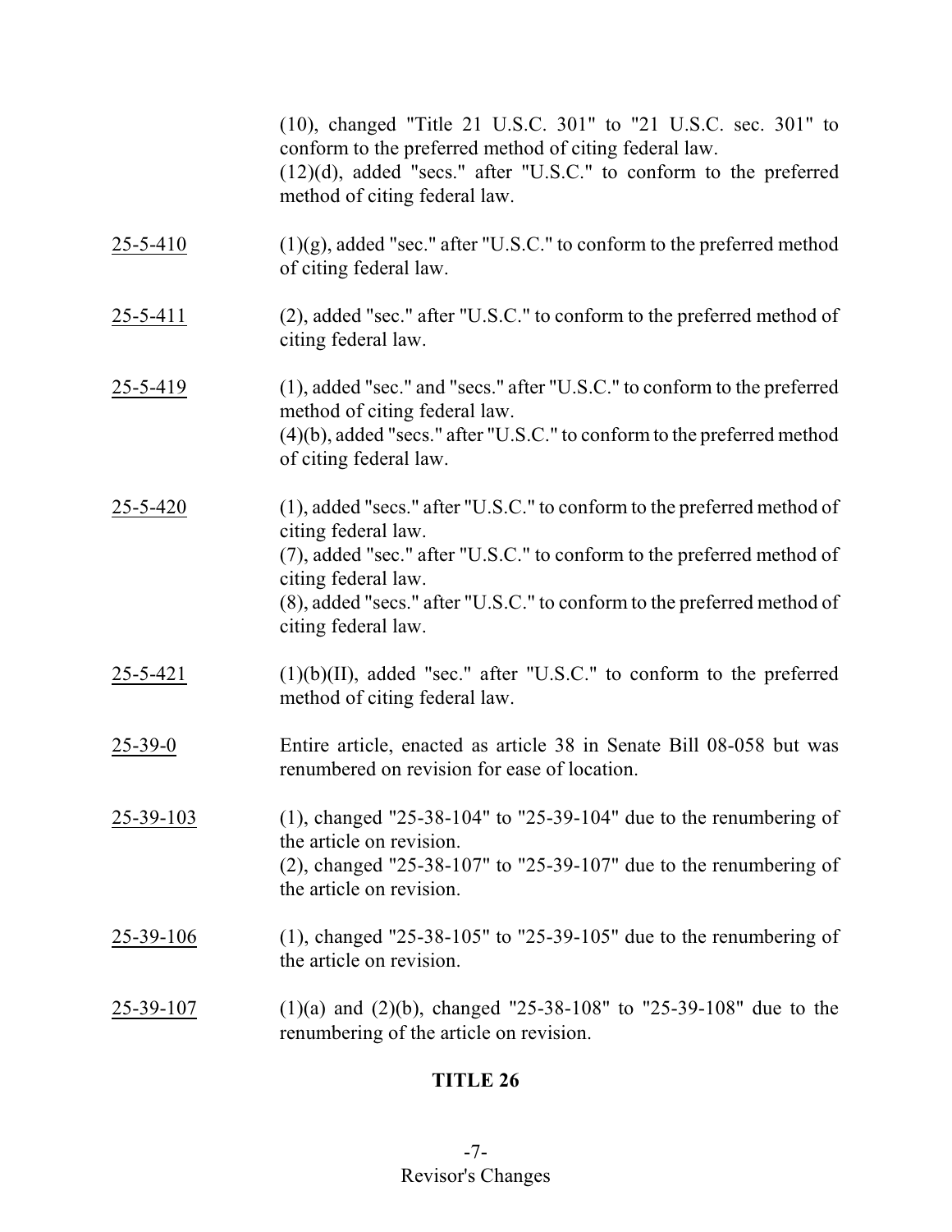| | |
|---|---|
| | (10), changed "Title 21 U.S.C. 301" to "21 U.S.C. sec. 301" to conform to the preferred method of citing federal law.<br>(12)(d), added "secs." after "U.S.C." to conform to the preferred method of citing federal law. |
| 25-5-410 | (1)(g), added "sec." after "U.S.C." to conform to the preferred method of citing federal law. |
| 25-5-411 | (2), added "sec." after "U.S.C." to conform to the preferred method of citing federal law. |
| 25-5-419 | (1), added "sec." and "secs." after "U.S.C." to conform to the preferred method of citing federal law.<br>(4)(b), added "secs." after "U.S.C." to conform to the preferred method of citing federal law. |
| 25-5-420 | (1), added "secs." after "U.S.C." to conform to the preferred method of citing federal law.<br>(7), added "sec." after "U.S.C." to conform to the preferred method of citing federal law.<br>(8), added "secs." after "U.S.C." to conform to the preferred method of citing federal law. |
| 25-5-421 | (1)(b)(II), added "sec." after "U.S.C." to conform to the preferred method of citing federal law. |
| 25-39-0 | Entire article, enacted as article 38 in Senate Bill 08-058 but was renumbered on revision for ease of location. |
| 25-39-103 | (1), changed "25-38-104" to "25-39-104" due to the renumbering of the article on revision.<br>(2), changed "25-38-107" to "25-39-107" due to the renumbering of the article on revision. |
| 25-39-106 | (1), changed "25-38-105" to "25-39-105" due to the renumbering of the article on revision. |
| 25-39-107 | (1)(a) and (2)(b), changed "25-38-108" to "25-39-108" due to the renumbering of the article on revision. |

## TITLE 26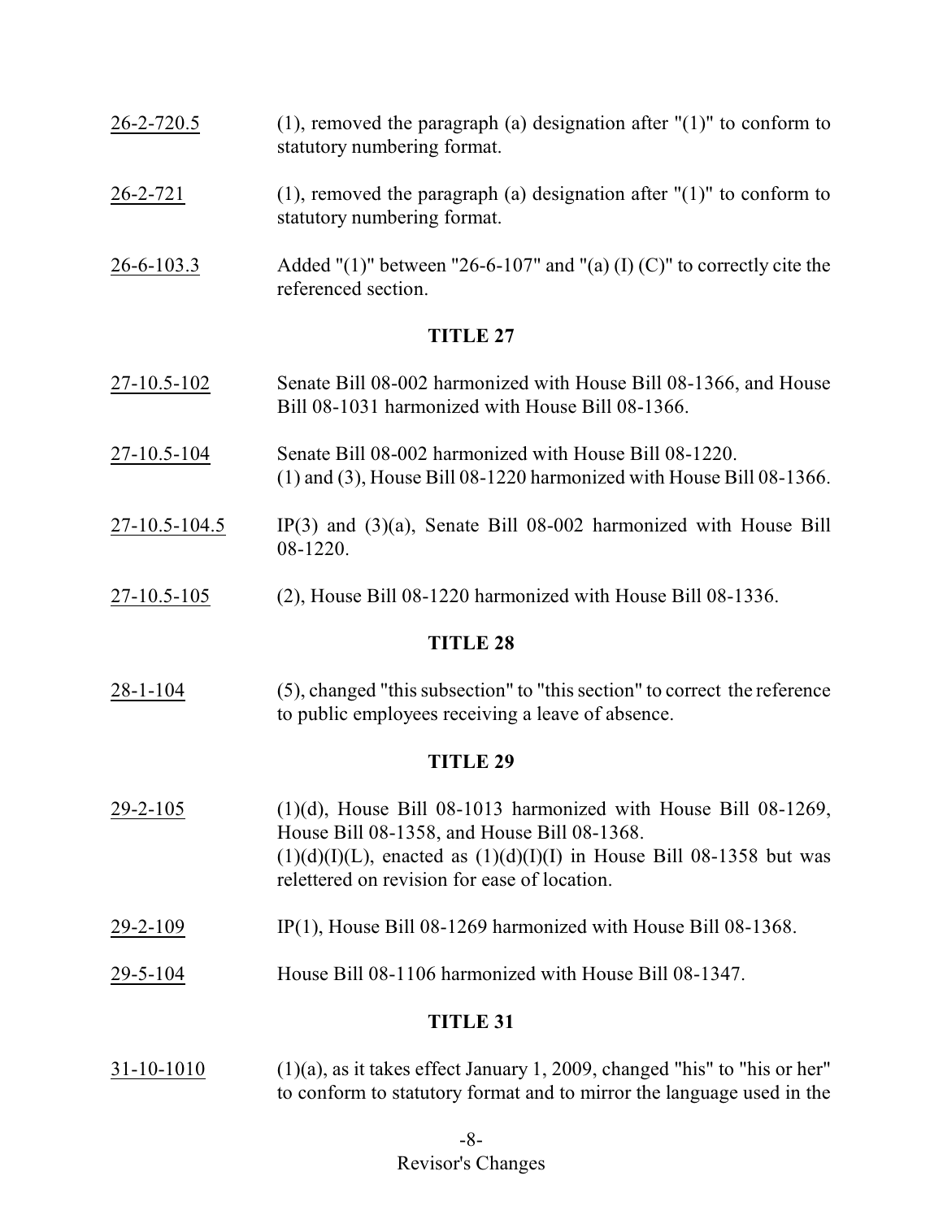26-2-720.5 (1), removed the paragraph (a) designation after "(1)" to conform to statutory numbering format.

26-2-721 (1), removed the paragraph (a) designation after "(1)" to conform to statutory numbering format.

26-6-103.3 Added "(1)" between "26-6-107" and "(a) (I) (C)" to correctly cite the referenced section.

## TITLE 27

27-10.5-102 Senate Bill 08-002 harmonized with House Bill 08-1366, and House Bill 08-1031 harmonized with House Bill 08-1366.

27-10.5-104 Senate Bill 08-002 harmonized with House Bill 08-1220.
(1) and (3), House Bill 08-1220 harmonized with House Bill 08-1366.

27-10.5-104.5 IP(3) and (3)(a), Senate Bill 08-002 harmonized with House Bill 08-1220.

27-10.5-105 (2), House Bill 08-1220 harmonized with House Bill 08-1336.

## TITLE 28

28-1-104 (5), changed "this subsection" to "this section" to correct the reference to public employees receiving a leave of absence.

## TITLE 29

29-2-105 (1)(d), House Bill 08-1013 harmonized with House Bill 08-1269, House Bill 08-1358, and House Bill 08-1368.
(1)(d)(I)(L), enacted as (1)(d)(I)(I) in House Bill 08-1358 but was relettered on revision for ease of location.

29-2-109 IP(1), House Bill 08-1269 harmonized with House Bill 08-1368.

29-5-104 House Bill 08-1106 harmonized with House Bill 08-1347.

## TITLE 31

31-10-1010 (1)(a), as it takes effect January 1, 2009, changed "his" to "his or her" to conform to statutory format and to mirror the language used in the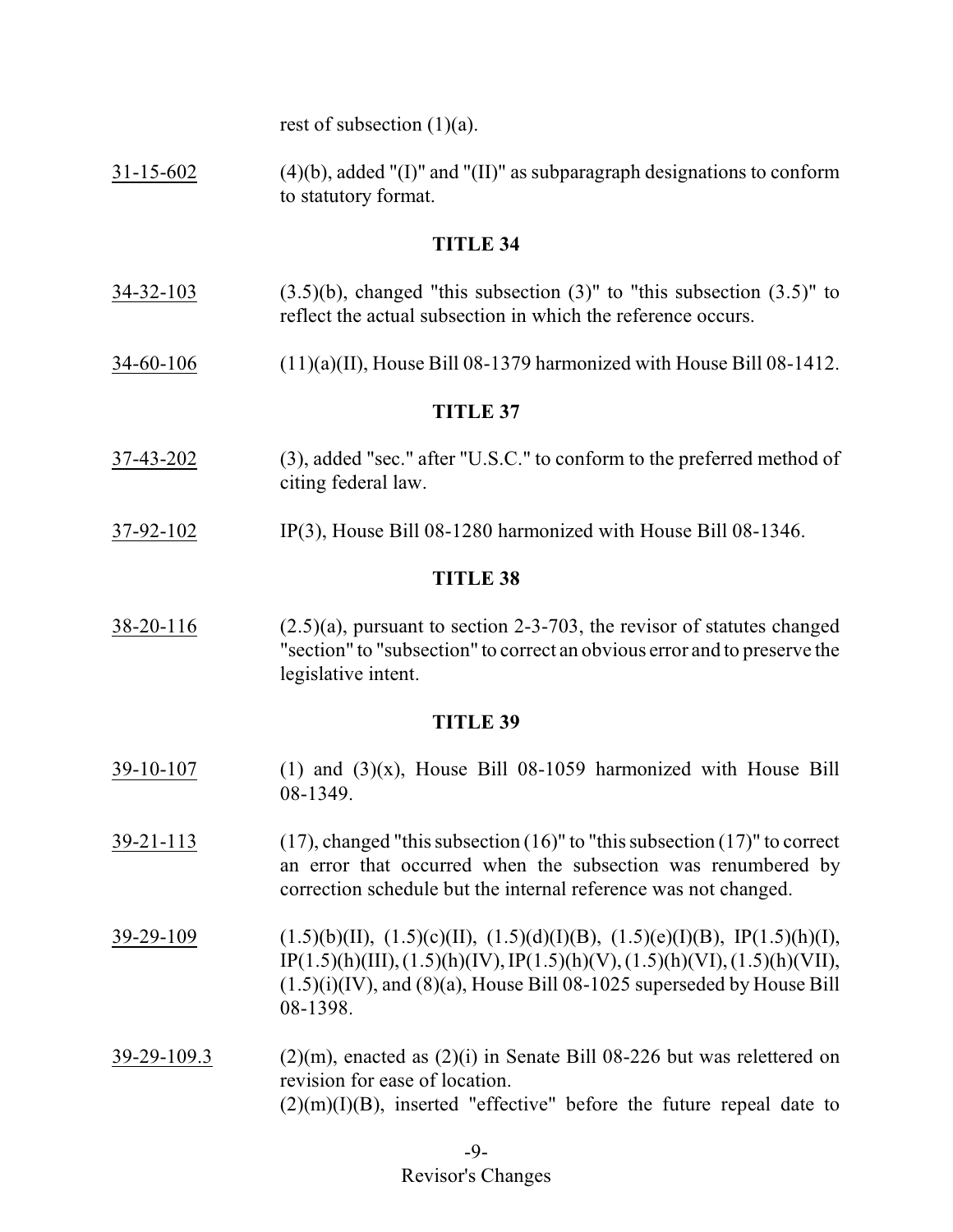rest of subsection (1)(a).

31-15-602 (4)(b), added "(I)" and "(II)" as subparagraph designations to conform to statutory format.

## TITLE 34

34-32-103 (3.5)(b), changed "this subsection (3)" to "this subsection (3.5)" to reflect the actual subsection in which the reference occurs.

34-60-106 (11)(a)(II), House Bill 08-1379 harmonized with House Bill 08-1412.

## TITLE 37

37-43-202 (3), added "sec." after "U.S.C." to conform to the preferred method of citing federal law.

37-92-102 IP(3), House Bill 08-1280 harmonized with House Bill 08-1346.

## TITLE 38

38-20-116 (2.5)(a), pursuant to section 2-3-703, the revisor of statutes changed "section" to "subsection" to correct an obvious error and to preserve the legislative intent.

## TITLE 39

39-10-107 (1) and (3)(x), House Bill 08-1059 harmonized with House Bill 08-1349.

39-21-113 (17), changed "this subsection (16)" to "this subsection (17)" to correct an error that occurred when the subsection was renumbered by correction schedule but the internal reference was not changed.

39-29-109 (1.5)(b)(II), (1.5)(c)(II), (1.5)(d)(I)(B), (1.5)(e)(I)(B), IP(1.5)(h)(I), IP(1.5)(h)(III), (1.5)(h)(IV), IP(1.5)(h)(V), (1.5)(h)(VI), (1.5)(h)(VII), (1.5)(i)(IV), and (8)(a), House Bill 08-1025 superseded by House Bill 08-1398.

39-29-109.3 (2)(m), enacted as (2)(i) in Senate Bill 08-226 but was relettered on revision for ease of location.
(2)(m)(I)(B), inserted "effective" before the future repeal date to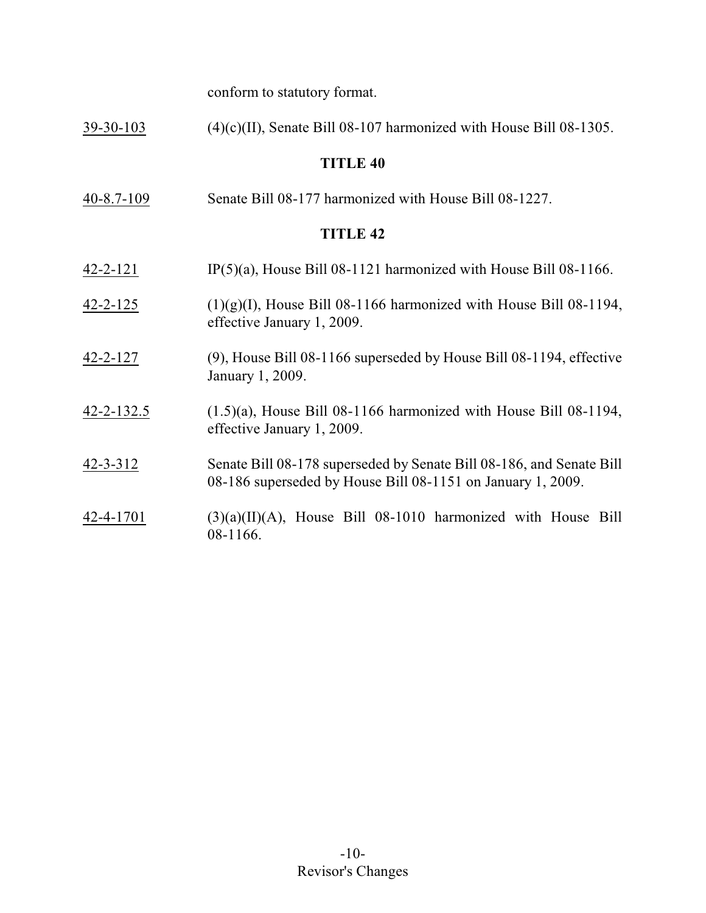conform to statutory format.

<u>39-30-103</u> (4)(c)(II), Senate Bill 08-107 harmonized with House Bill 08-1305.

**TITLE 40**

<u>40-8.7-109</u> Senate Bill 08-177 harmonized with House Bill 08-1227.

**TITLE 42**

<u>42-2-121</u> IP(5)(a), House Bill 08-1121 harmonized with House Bill 08-1166.

<u>42-2-125</u> (1)(g)(I), House Bill 08-1166 harmonized with House Bill 08-1194, effective January 1, 2009.

<u>42-2-127</u> (9), House Bill 08-1166 superseded by House Bill 08-1194, effective January 1, 2009.

<u>42-2-132.5</u> (1.5)(a), House Bill 08-1166 harmonized with House Bill 08-1194, effective January 1, 2009.

<u>42-3-312</u> Senate Bill 08-178 superseded by Senate Bill 08-186, and Senate Bill 08-186 superseded by House Bill 08-1151 on January 1, 2009.

<u>42-4-1701</u> (3)(a)(II)(A), House Bill 08-1010 harmonized with House Bill 08-1166.